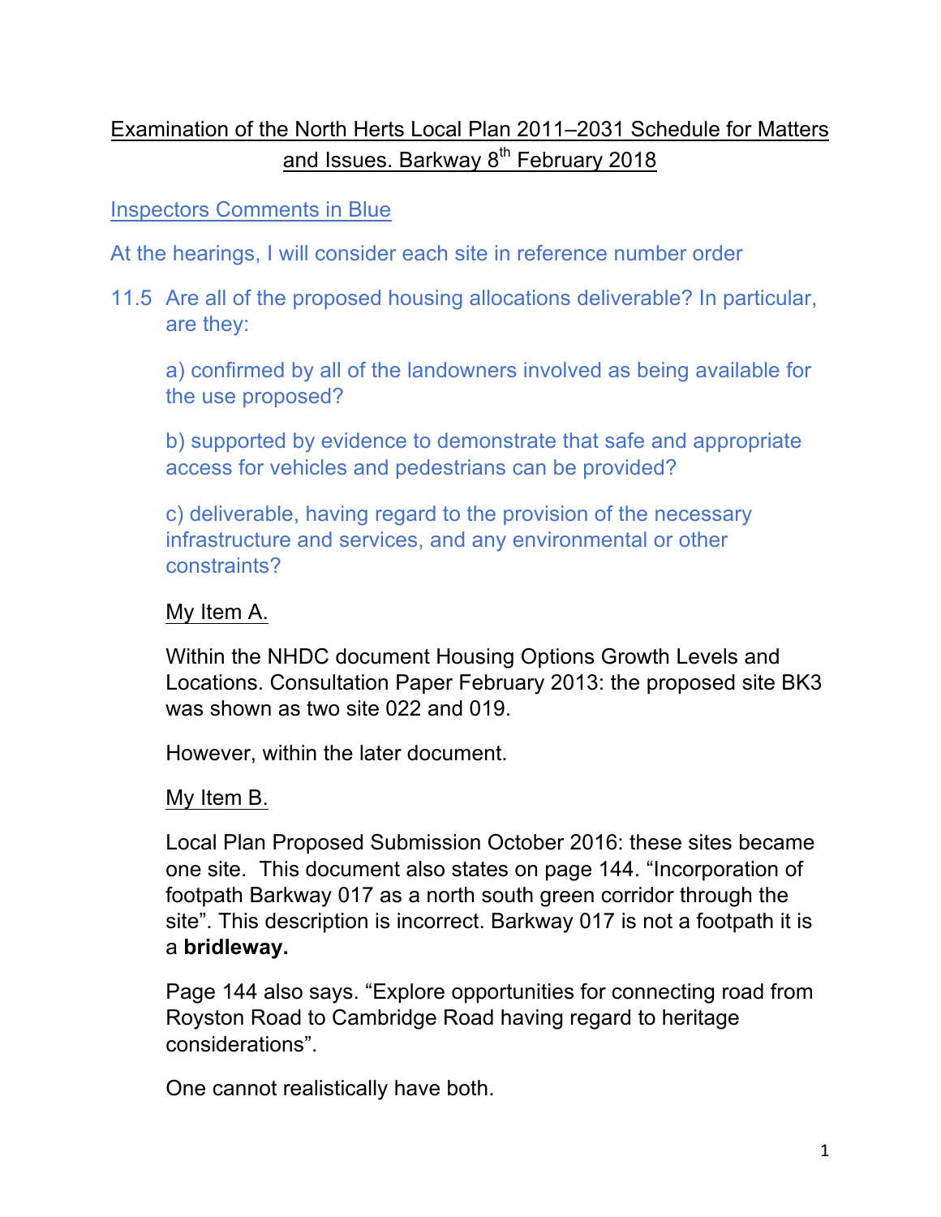# Examination of the North Herts Local Plan 2011–2031 Schedule for Matters and Issues. Barkway 8th February 2018

Inspectors Comments in Blue

At the hearings, I will consider each site in reference number order

11.5 Are all of the proposed housing allocations deliverable? In particular, are they:

a) confirmed by all of the landowners involved as being available for the use proposed?

b) supported by evidence to demonstrate that safe and appropriate access for vehicles and pedestrians can be provided?

c) deliverable, having regard to the provision of the necessary infrastructure and services, and any environmental or other constraints?

My Item A.

Within the NHDC document Housing Options Growth Levels and Locations. Consultation Paper February 2013: the proposed site BK3 was shown as two site 022 and 019.

However, within the later document.

My Item B.

Local Plan Proposed Submission October 2016: these sites became one site. This document also states on page 144. "Incorporation of footpath Barkway 017 as a north south green corridor through the site". This description is incorrect. Barkway 017 is not a footpath it is a **bridleway.**

Page 144 also says. "Explore opportunities for connecting road from Royston Road to Cambridge Road having regard to heritage considerations".

One cannot realistically have both.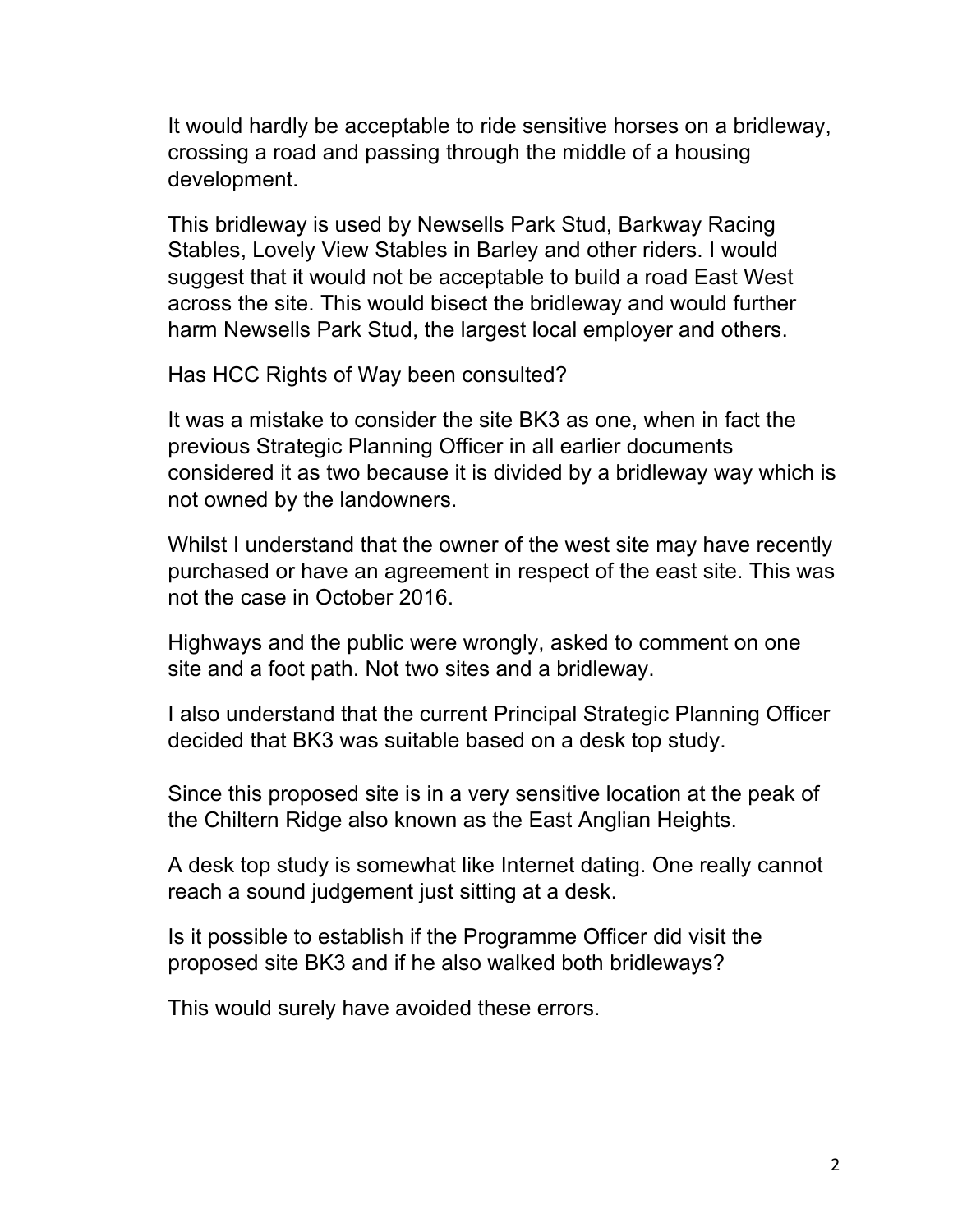It would hardly be acceptable to ride sensitive horses on a bridleway, crossing a road and passing through the middle of a housing development.

This bridleway is used by Newsells Park Stud, Barkway Racing Stables, Lovely View Stables in Barley and other riders. I would suggest that it would not be acceptable to build a road East West across the site. This would bisect the bridleway and would further harm Newsells Park Stud, the largest local employer and others.

Has HCC Rights of Way been consulted?

It was a mistake to consider the site BK3 as one, when in fact the previous Strategic Planning Officer in all earlier documents considered it as two because it is divided by a bridleway way which is not owned by the landowners.

Whilst I understand that the owner of the west site may have recently purchased or have an agreement in respect of the east site. This was not the case in October 2016.

Highways and the public were wrongly, asked to comment on one site and a foot path. Not two sites and a bridleway.

I also understand that the current Principal Strategic Planning Officer decided that BK3 was suitable based on a desk top study.

Since this proposed site is in a very sensitive location at the peak of the Chiltern Ridge also known as the East Anglian Heights.

A desk top study is somewhat like Internet dating. One really cannot reach a sound judgement just sitting at a desk.

Is it possible to establish if the Programme Officer did visit the proposed site BK3 and if he also walked both bridleways?

This would surely have avoided these errors.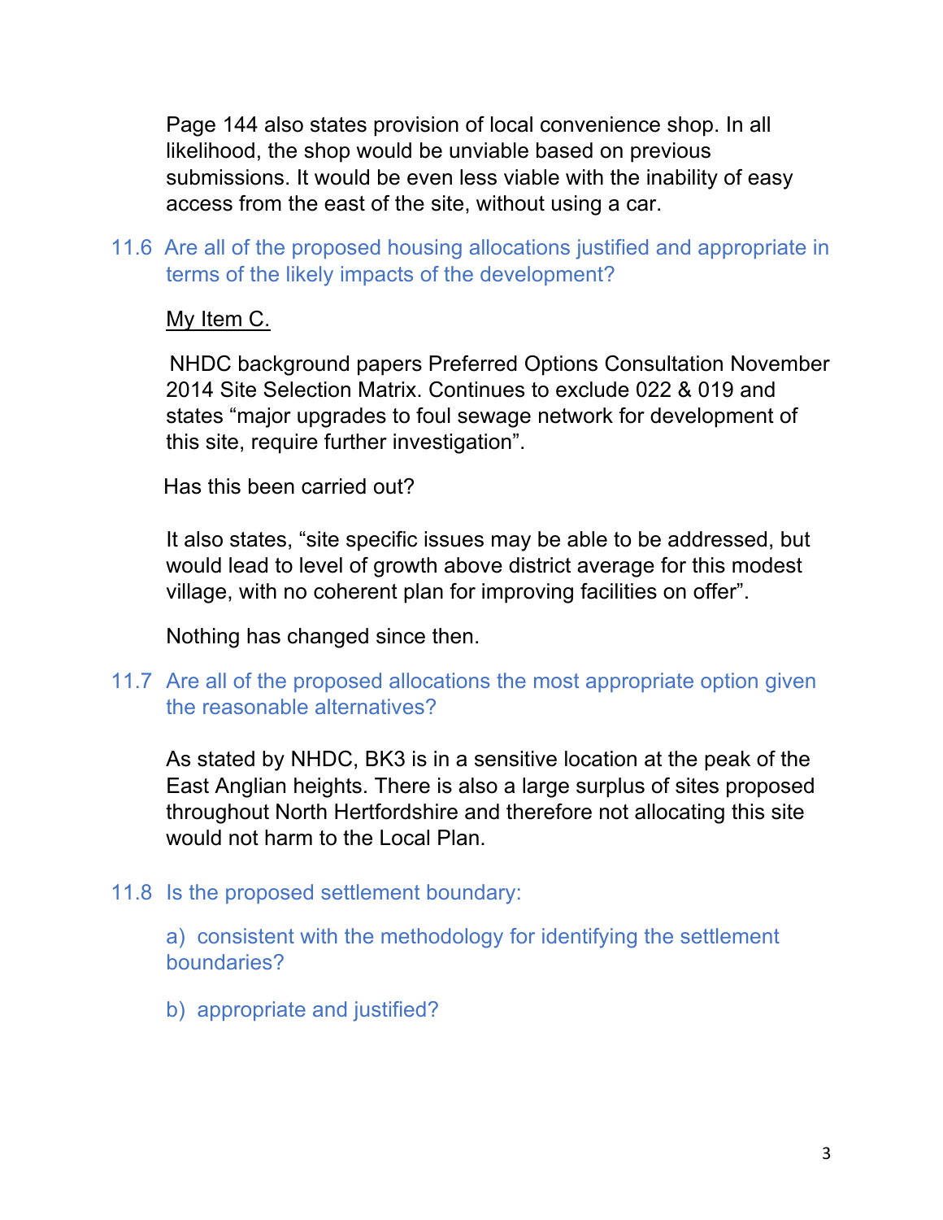Page 144 also states provision of local convenience shop. In all likelihood, the shop would be unviable based on previous submissions. It would be even less viable with the inability of easy access from the east of the site, without using a car.

11.6 Are all of the proposed housing allocations justified and appropriate in terms of the likely impacts of the development?

<u>My Item C.</u>

NHDC background papers Preferred Options Consultation November 2014 Site Selection Matrix. Continues to exclude 022 & 019 and states "major upgrades to foul sewage network for development of this site, require further investigation".

Has this been carried out?

It also states, "site specific issues may be able to be addressed, but would lead to level of growth above district average for this modest village, with no coherent plan for improving facilities on offer".

Nothing has changed since then.

11.7 Are all of the proposed allocations the most appropriate option given the reasonable alternatives?

As stated by NHDC, BK3 is in a sensitive location at the peak of the East Anglian heights. There is also a large surplus of sites proposed throughout North Hertfordshire and therefore not allocating this site would not harm to the Local Plan.

11.8 Is the proposed settlement boundary:

a) consistent with the methodology for identifying the settlement boundaries?

b) appropriate and justified?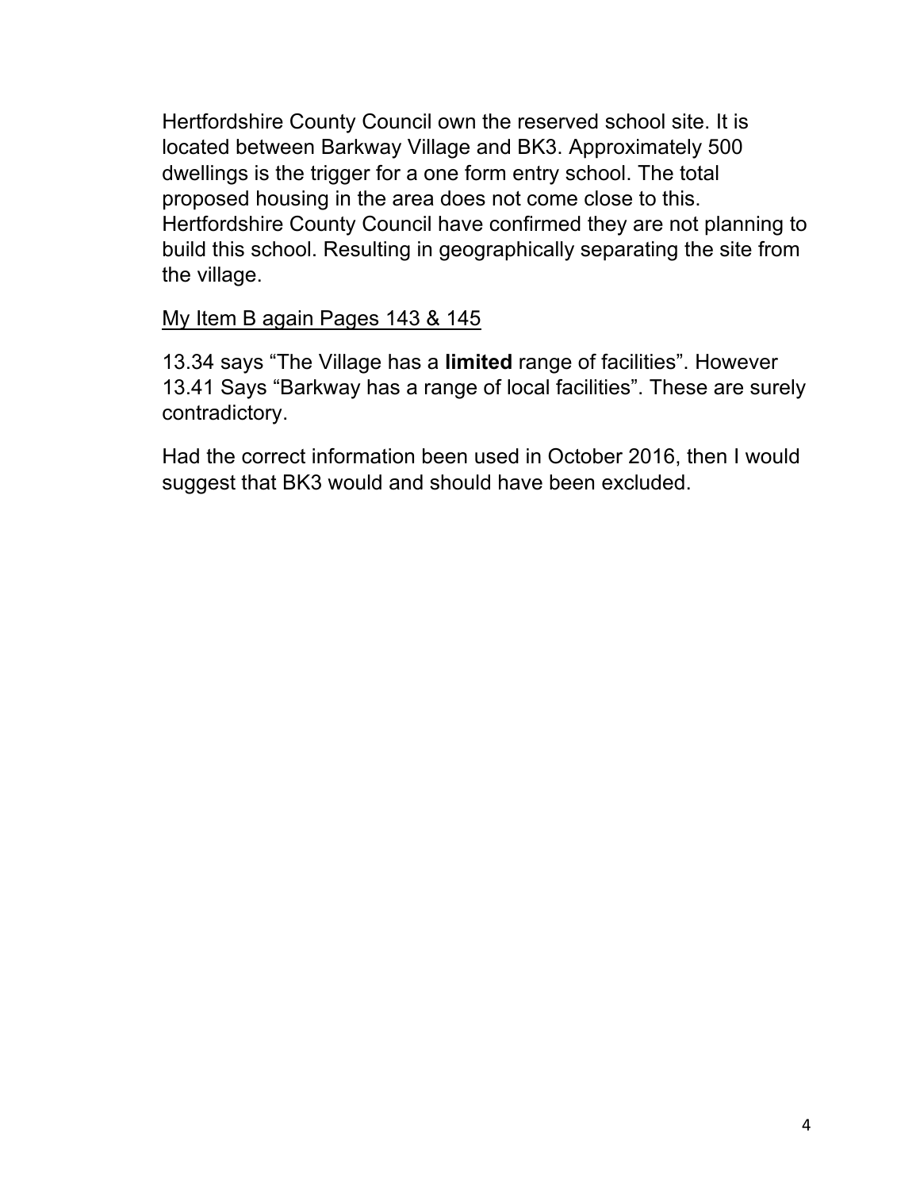Hertfordshire County Council own the reserved school site. It is located between Barkway Village and BK3. Approximately 500 dwellings is the trigger for a one form entry school. The total proposed housing in the area does not come close to this. Hertfordshire County Council have confirmed they are not planning to build this school. Resulting in geographically separating the site from the village.

<u>My Item B again Pages 143 & 145</u>

13.34 says “The Village has a **limited** range of facilities”. However 13.41 Says “Barkway has a range of local facilities”. These are surely contradictory.

Had the correct information been used in October 2016, then I would suggest that BK3 would and should have been excluded.